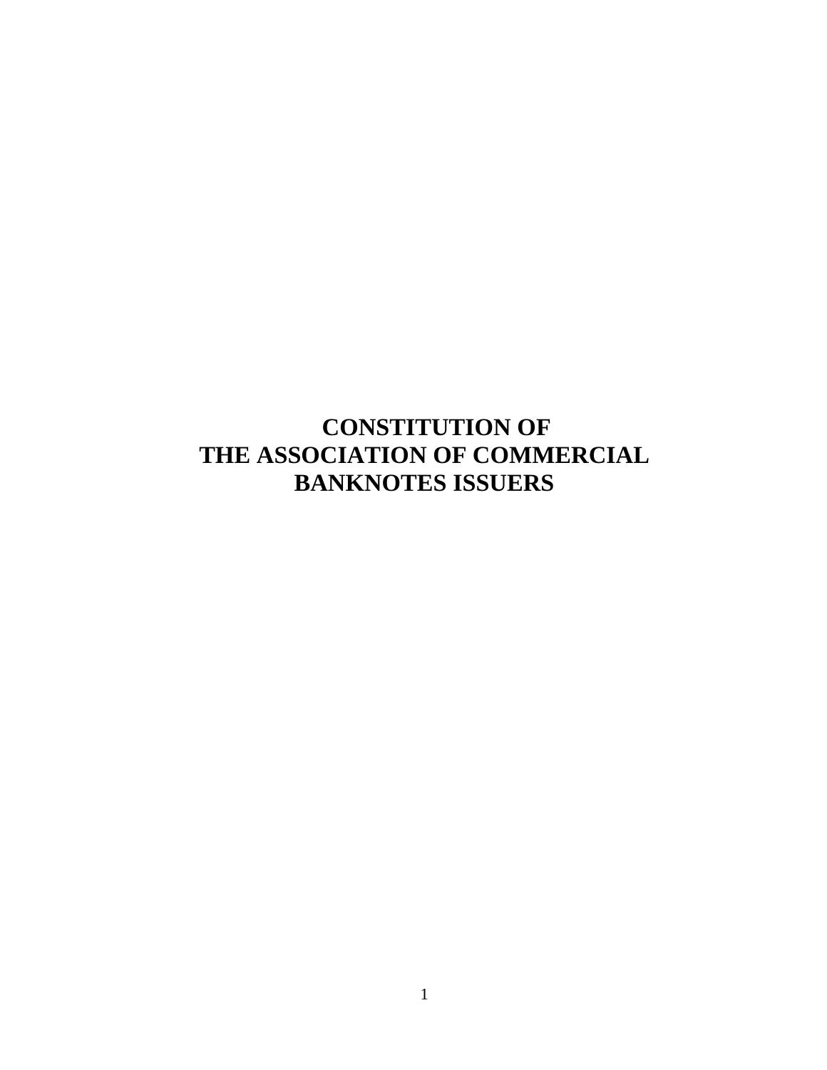# CONSTITUTION OF THE ASSOCIATION OF COMMERCIAL BANKNOTES ISSUERS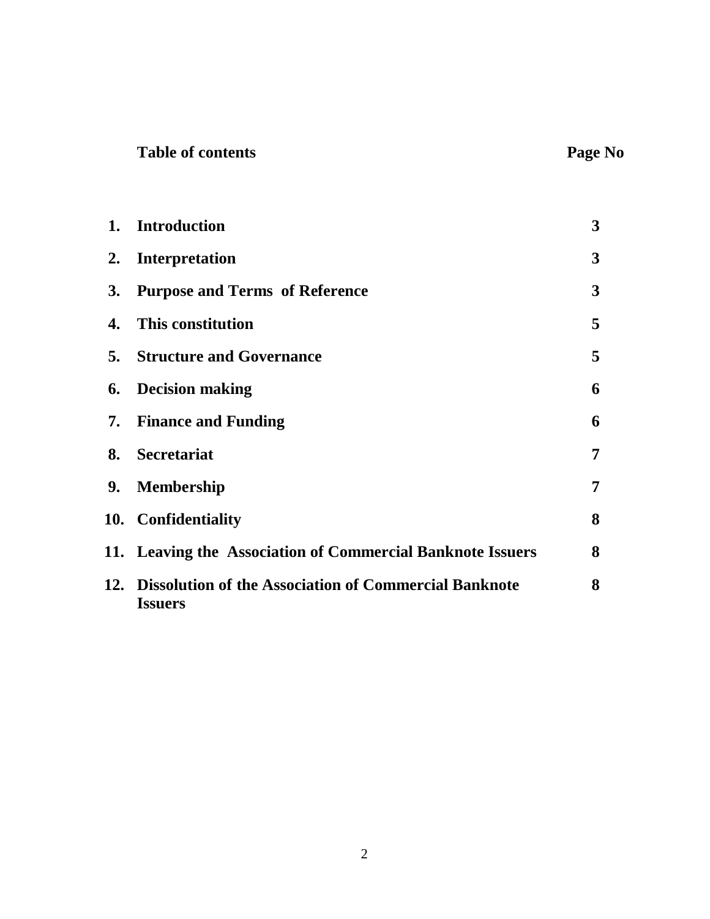| | **Table of contents** | **Page No** |
|---|---|---|
| **1.** | **Introduction** | **3** |
| **2.** | **Interpretation** | **3** |
| **3.** | **Purpose and Terms of Reference** | **3** |
| **4.** | **This constitution** | **5** |
| **5.** | **Structure and Governance** | **5** |
| **6.** | **Decision making** | **6** |
| **7.** | **Finance and Funding** | **6** |
| **8.** | **Secretariat** | **7** |
| **9.** | **Membership** | **7** |
| **10.** | **Confidentiality** | **8** |
| **11.** | **Leaving the Association of Commercial Banknote Issuers** | **8** |
| **12.** | **Dissolution of the Association of Commercial Banknote Issuers** | **8** |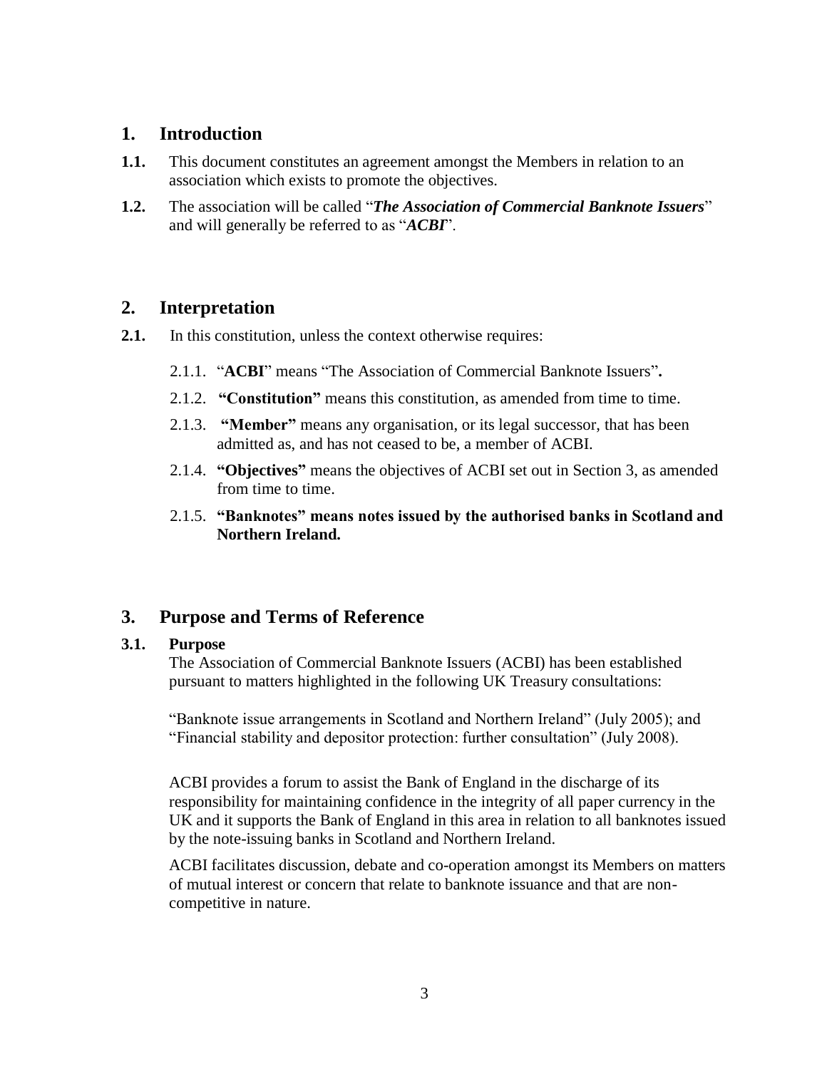## 1. Introduction

**1.1.** This document constitutes an agreement amongst the Members in relation to an association which exists to promote the objectives.

**1.2.** The association will be called "***The Association of Commercial Banknote Issuers***" and will generally be referred to as "***ACBI***".

## 2. Interpretation

**2.1.** In this constitution, unless the context otherwise requires:

2.1.1. "**ACBI**" means "The Association of Commercial Banknote Issuers"**.**

2.1.2. **"Constitution"** means this constitution, as amended from time to time.

2.1.3. **"Member"** means any organisation, or its legal successor, that has been admitted as, and has not ceased to be, a member of ACBI.

2.1.4. **"Objectives"** means the objectives of ACBI set out in Section 3, as amended from time to time.

2.1.5. **"Banknotes" means notes issued by the authorised banks in Scotland and Northern Ireland.**

## 3. Purpose and Terms of Reference

**3.1. Purpose**

The Association of Commercial Banknote Issuers (ACBI) has been established pursuant to matters highlighted in the following UK Treasury consultations:

"Banknote issue arrangements in Scotland and Northern Ireland" (July 2005); and "Financial stability and depositor protection: further consultation" (July 2008).

ACBI provides a forum to assist the Bank of England in the discharge of its responsibility for maintaining confidence in the integrity of all paper currency in the UK and it supports the Bank of England in this area in relation to all banknotes issued by the note-issuing banks in Scotland and Northern Ireland.

ACBI facilitates discussion, debate and co-operation amongst its Members on matters of mutual interest or concern that relate to banknote issuance and that are non-competitive in nature.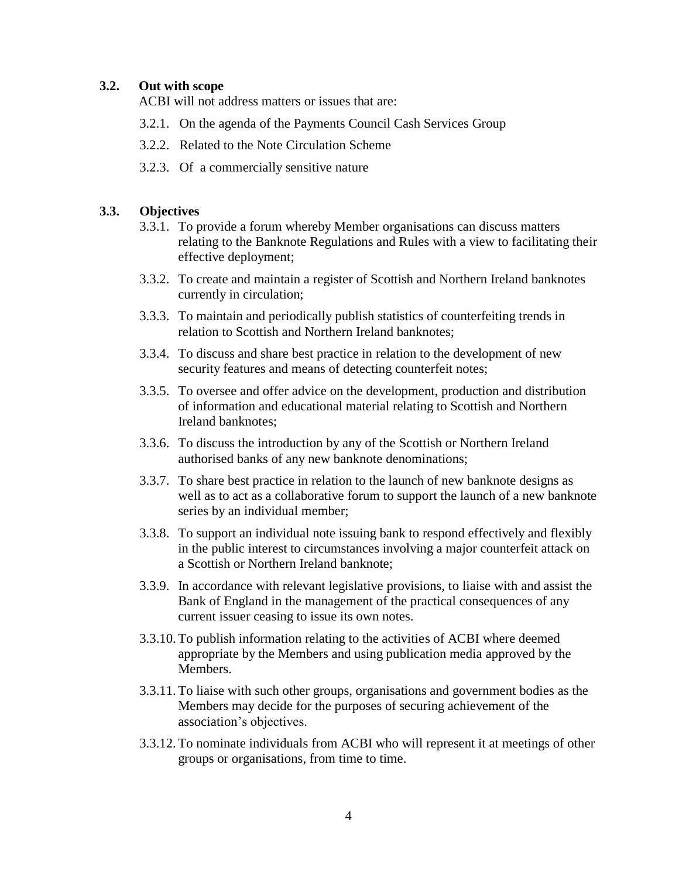### 3.2. Out with scope

ACBI will not address matters or issues that are:

3.2.1. On the agenda of the Payments Council Cash Services Group

3.2.2. Related to the Note Circulation Scheme

3.2.3. Of a commercially sensitive nature

### 3.3. Objectives

3.3.1. To provide a forum whereby Member organisations can discuss matters relating to the Banknote Regulations and Rules with a view to facilitating their effective deployment;

3.3.2. To create and maintain a register of Scottish and Northern Ireland banknotes currently in circulation;

3.3.3. To maintain and periodically publish statistics of counterfeiting trends in relation to Scottish and Northern Ireland banknotes;

3.3.4. To discuss and share best practice in relation to the development of new security features and means of detecting counterfeit notes;

3.3.5. To oversee and offer advice on the development, production and distribution of information and educational material relating to Scottish and Northern Ireland banknotes;

3.3.6. To discuss the introduction by any of the Scottish or Northern Ireland authorised banks of any new banknote denominations;

3.3.7. To share best practice in relation to the launch of new banknote designs as well as to act as a collaborative forum to support the launch of a new banknote series by an individual member;

3.3.8. To support an individual note issuing bank to respond effectively and flexibly in the public interest to circumstances involving a major counterfeit attack on a Scottish or Northern Ireland banknote;

3.3.9. In accordance with relevant legislative provisions, to liaise with and assist the Bank of England in the management of the practical consequences of any current issuer ceasing to issue its own notes.

3.3.10. To publish information relating to the activities of ACBI where deemed appropriate by the Members and using publication media approved by the Members.

3.3.11. To liaise with such other groups, organisations and government bodies as the Members may decide for the purposes of securing achievement of the association's objectives.

3.3.12. To nominate individuals from ACBI who will represent it at meetings of other groups or organisations, from time to time.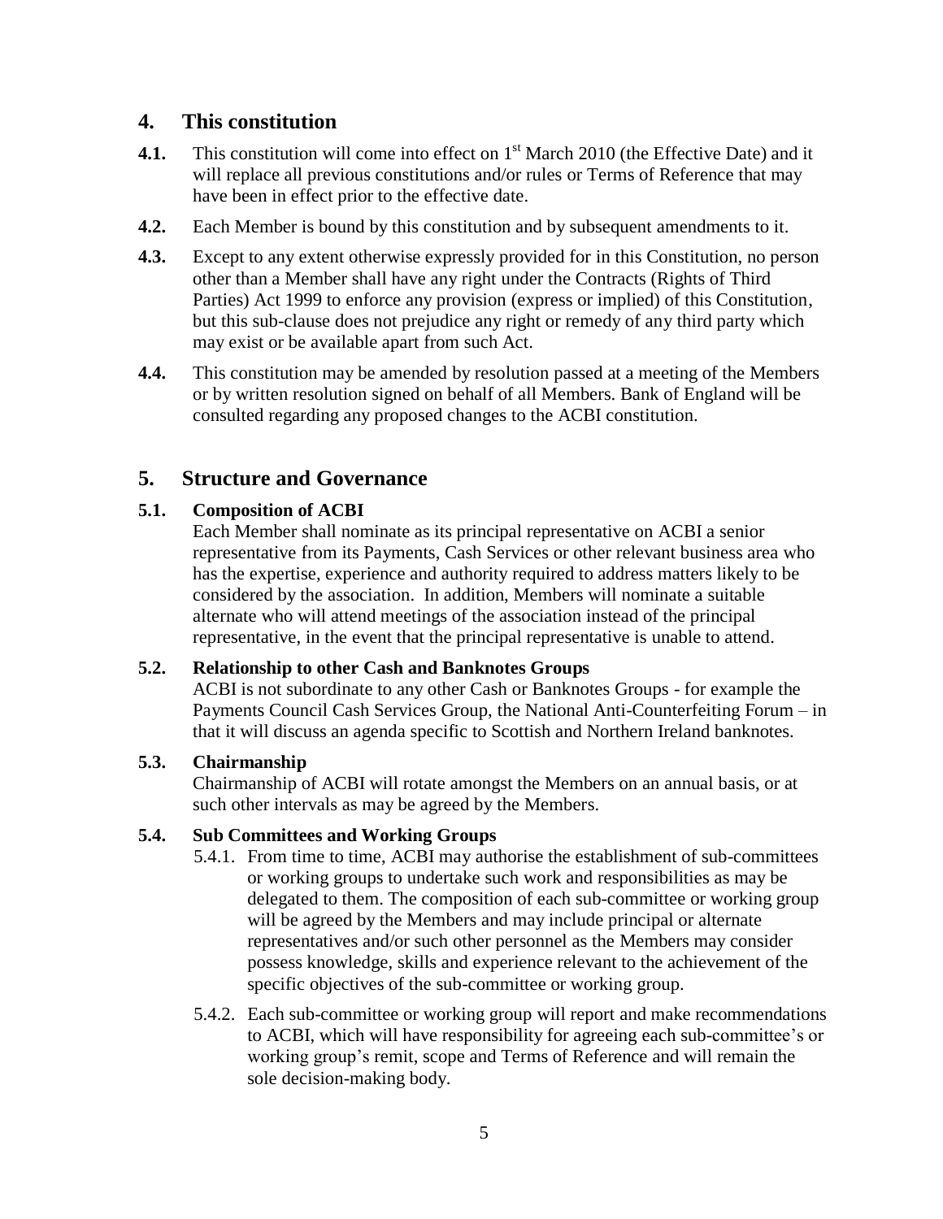## 4. This constitution

**4.1.** This constitution will come into effect on 1st March 2010 (the Effective Date) and it will replace all previous constitutions and/or rules or Terms of Reference that may have been in effect prior to the effective date.

**4.2.** Each Member is bound by this constitution and by subsequent amendments to it.

**4.3.** Except to any extent otherwise expressly provided for in this Constitution, no person other than a Member shall have any right under the Contracts (Rights of Third Parties) Act 1999 to enforce any provision (express or implied) of this Constitution, but this sub-clause does not prejudice any right or remedy of any third party which may exist or be available apart from such Act.

**4.4.** This constitution may be amended by resolution passed at a meeting of the Members or by written resolution signed on behalf of all Members. Bank of England will be consulted regarding any proposed changes to the ACBI constitution.

## 5. Structure and Governance

### 5.1. Composition of ACBI

Each Member shall nominate as its principal representative on ACBI a senior representative from its Payments, Cash Services or other relevant business area who has the expertise, experience and authority required to address matters likely to be considered by the association. In addition, Members will nominate a suitable alternate who will attend meetings of the association instead of the principal representative, in the event that the principal representative is unable to attend.

### 5.2. Relationship to other Cash and Banknotes Groups

ACBI is not subordinate to any other Cash or Banknotes Groups - for example the Payments Council Cash Services Group, the National Anti-Counterfeiting Forum – in that it will discuss an agenda specific to Scottish and Northern Ireland banknotes.

### 5.3. Chairmanship

Chairmanship of ACBI will rotate amongst the Members on an annual basis, or at such other intervals as may be agreed by the Members.

### 5.4. Sub Committees and Working Groups

5.4.1. From time to time, ACBI may authorise the establishment of sub-committees or working groups to undertake such work and responsibilities as may be delegated to them. The composition of each sub-committee or working group will be agreed by the Members and may include principal or alternate representatives and/or such other personnel as the Members may consider possess knowledge, skills and experience relevant to the achievement of the specific objectives of the sub-committee or working group.

5.4.2. Each sub-committee or working group will report and make recommendations to ACBI, which will have responsibility for agreeing each sub-committee's or working group's remit, scope and Terms of Reference and will remain the sole decision-making body.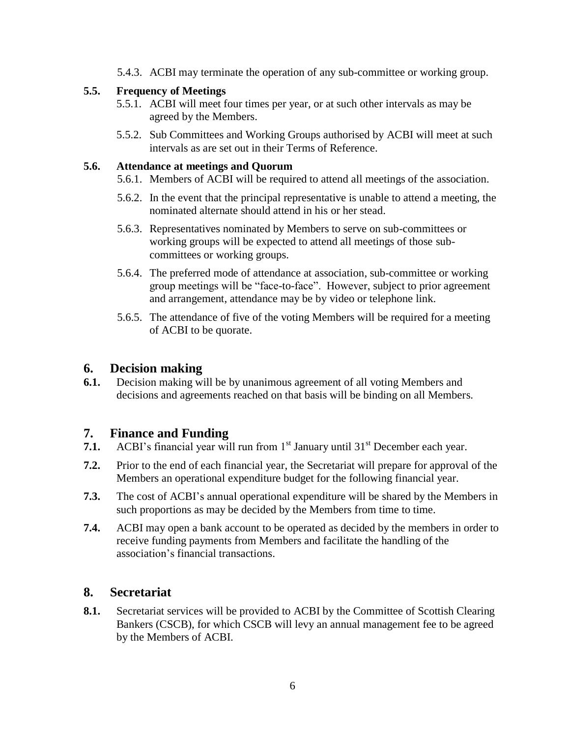5.4.3. ACBI may terminate the operation of any sub-committee or working group.

**5.5. Frequency of Meetings**

5.5.1. ACBI will meet four times per year, or at such other intervals as may be agreed by the Members.

5.5.2. Sub Committees and Working Groups authorised by ACBI will meet at such intervals as are set out in their Terms of Reference.

**5.6. Attendance at meetings and Quorum**

5.6.1. Members of ACBI will be required to attend all meetings of the association.

5.6.2. In the event that the principal representative is unable to attend a meeting, the nominated alternate should attend in his or her stead.

5.6.3. Representatives nominated by Members to serve on sub-committees or working groups will be expected to attend all meetings of those sub-committees or working groups.

5.6.4. The preferred mode of attendance at association, sub-committee or working group meetings will be "face-to-face". However, subject to prior agreement and arrangement, attendance may be by video or telephone link.

5.6.5. The attendance of five of the voting Members will be required for a meeting of ACBI to be quorate.

## 6. Decision making

**6.1.** Decision making will be by unanimous agreement of all voting Members and decisions and agreements reached on that basis will be binding on all Members.

## 7. Finance and Funding

**7.1.** ACBI's financial year will run from 1st January until 31st December each year.

**7.2.** Prior to the end of each financial year, the Secretariat will prepare for approval of the Members an operational expenditure budget for the following financial year.

**7.3.** The cost of ACBI's annual operational expenditure will be shared by the Members in such proportions as may be decided by the Members from time to time.

**7.4.** ACBI may open a bank account to be operated as decided by the members in order to receive funding payments from Members and facilitate the handling of the association's financial transactions.

## 8. Secretariat

**8.1.** Secretariat services will be provided to ACBI by the Committee of Scottish Clearing Bankers (CSCB), for which CSCB will levy an annual management fee to be agreed by the Members of ACBI.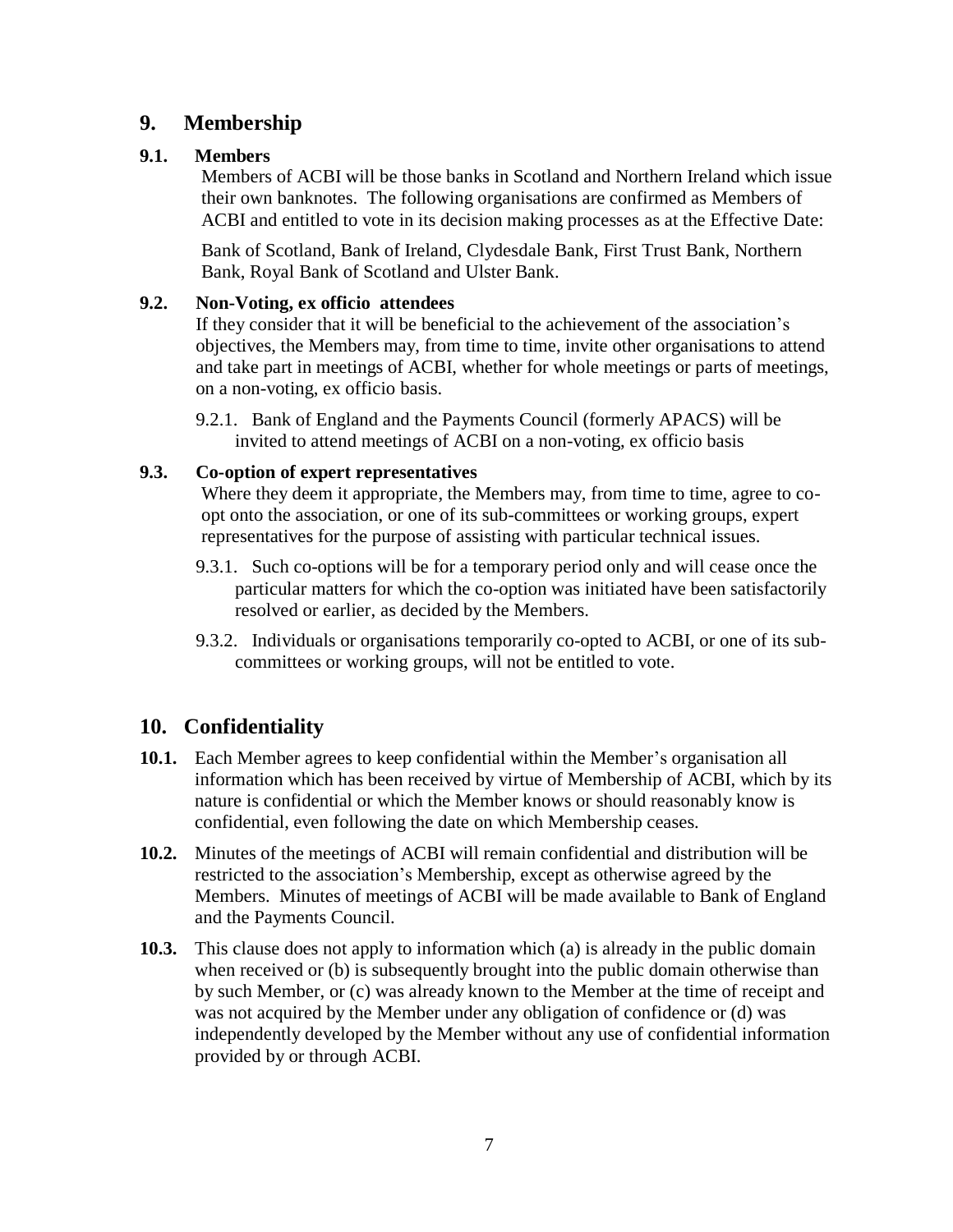## 9. Membership

### 9.1. Members

Members of ACBI will be those banks in Scotland and Northern Ireland which issue their own banknotes. The following organisations are confirmed as Members of ACBI and entitled to vote in its decision making processes as at the Effective Date:

Bank of Scotland, Bank of Ireland, Clydesdale Bank, First Trust Bank, Northern Bank, Royal Bank of Scotland and Ulster Bank.

### 9.2. Non-Voting, ex officio attendees

If they consider that it will be beneficial to the achievement of the association's objectives, the Members may, from time to time, invite other organisations to attend and take part in meetings of ACBI, whether for whole meetings or parts of meetings, on a non-voting, ex officio basis.

9.2.1. Bank of England and the Payments Council (formerly APACS) will be invited to attend meetings of ACBI on a non-voting, ex officio basis

### 9.3. Co-option of expert representatives

Where they deem it appropriate, the Members may, from time to time, agree to co-opt onto the association, or one of its sub-committees or working groups, expert representatives for the purpose of assisting with particular technical issues.

9.3.1. Such co-options will be for a temporary period only and will cease once the particular matters for which the co-option was initiated have been satisfactorily resolved or earlier, as decided by the Members.

9.3.2. Individuals or organisations temporarily co-opted to ACBI, or one of its sub-committees or working groups, will not be entitled to vote.

## 10. Confidentiality

**10.1.** Each Member agrees to keep confidential within the Member's organisation all information which has been received by virtue of Membership of ACBI, which by its nature is confidential or which the Member knows or should reasonably know is confidential, even following the date on which Membership ceases.

**10.2.** Minutes of the meetings of ACBI will remain confidential and distribution will be restricted to the association's Membership, except as otherwise agreed by the Members. Minutes of meetings of ACBI will be made available to Bank of England and the Payments Council.

**10.3.** This clause does not apply to information which (a) is already in the public domain when received or (b) is subsequently brought into the public domain otherwise than by such Member, or (c) was already known to the Member at the time of receipt and was not acquired by the Member under any obligation of confidence or (d) was independently developed by the Member without any use of confidential information provided by or through ACBI.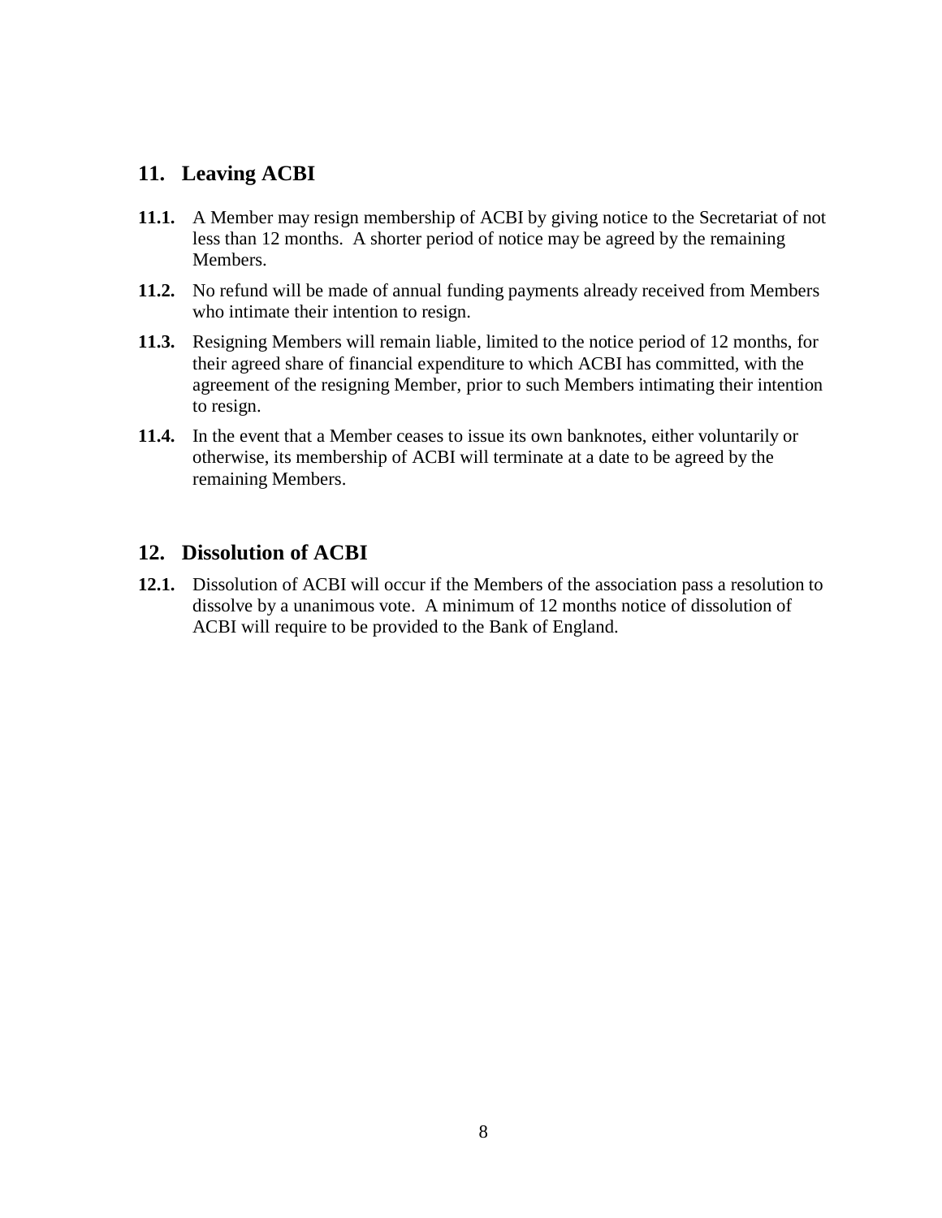## 11. Leaving ACBI

**11.1.** A Member may resign membership of ACBI by giving notice to the Secretariat of not less than 12 months. A shorter period of notice may be agreed by the remaining Members.

**11.2.** No refund will be made of annual funding payments already received from Members who intimate their intention to resign.

**11.3.** Resigning Members will remain liable, limited to the notice period of 12 months, for their agreed share of financial expenditure to which ACBI has committed, with the agreement of the resigning Member, prior to such Members intimating their intention to resign.

**11.4.** In the event that a Member ceases to issue its own banknotes, either voluntarily or otherwise, its membership of ACBI will terminate at a date to be agreed by the remaining Members.

## 12. Dissolution of ACBI

**12.1.** Dissolution of ACBI will occur if the Members of the association pass a resolution to dissolve by a unanimous vote. A minimum of 12 months notice of dissolution of ACBI will require to be provided to the Bank of England.